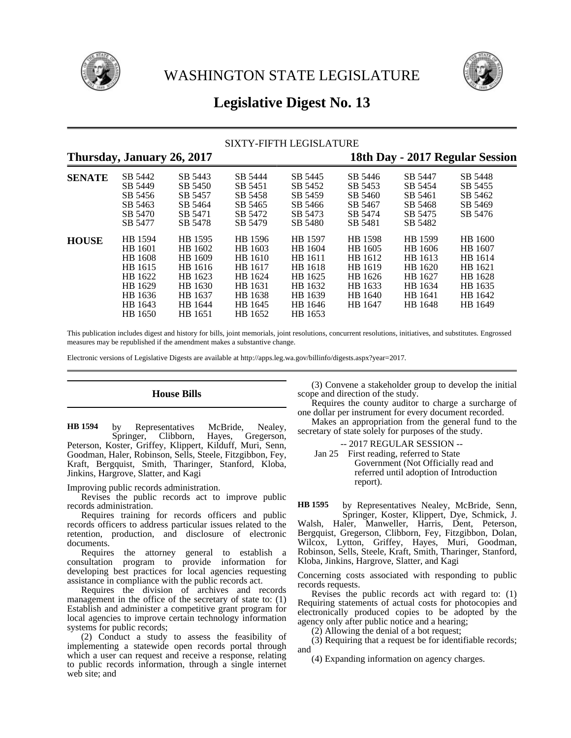# WASHINGTON STATE LEGISLATURE

## Legislative Digest No. 13

SIXTY-FIFTH LEGISLATURE

**Thursday, January 26, 2017** **18th Day - 2017 Regular Session**

| | | | | | | | |
|---|---|---|---|---|---|---|---|
| **SENATE** | SB 5442 | SB 5443 | SB 5444 | SB 5445 | SB 5446 | SB 5447 | SB 5448 |
| | SB 5449 | SB 5450 | SB 5451 | SB 5452 | SB 5453 | SB 5454 | SB 5455 |
| | SB 5456 | SB 5457 | SB 5458 | SB 5459 | SB 5460 | SB 5461 | SB 5462 |
| | SB 5463 | SB 5464 | SB 5465 | SB 5466 | SB 5467 | SB 5468 | SB 5469 |
| | SB 5470 | SB 5471 | SB 5472 | SB 5473 | SB 5474 | SB 5475 | SB 5476 |
| | SB 5477 | SB 5478 | SB 5479 | SB 5480 | SB 5481 | SB 5482 | |
| **HOUSE** | HB 1594 | HB 1595 | HB 1596 | HB 1597 | HB 1598 | HB 1599 | HB 1600 |
| | HB 1601 | HB 1602 | HB 1603 | HB 1604 | HB 1605 | HB 1606 | HB 1607 |
| | HB 1608 | HB 1609 | HB 1610 | HB 1611 | HB 1612 | HB 1613 | HB 1614 |
| | HB 1615 | HB 1616 | HB 1617 | HB 1618 | HB 1619 | HB 1620 | HB 1621 |
| | HB 1622 | HB 1623 | HB 1624 | HB 1625 | HB 1626 | HB 1627 | HB 1628 |
| | HB 1629 | HB 1630 | HB 1631 | HB 1632 | HB 1633 | HB 1634 | HB 1635 |
| | HB 1636 | HB 1637 | HB 1638 | HB 1639 | HB 1640 | HB 1641 | HB 1642 |
| | HB 1643 | HB 1644 | HB 1645 | HB 1646 | HB 1647 | HB 1648 | HB 1649 |
| | HB 1650 | HB 1651 | HB 1652 | HB 1653 | | | |

This publication includes digest and history for bills, joint memorials, joint resolutions, concurrent resolutions, initiatives, and substitutes. Engrossed measures may be republished if the amendment makes a substantive change.

Electronic versions of Legislative Digests are available at http://apps.leg.wa.gov/billinfo/digests.aspx?year=2017.

### House Bills

**HB 1594** by Representatives McBride, Nealey, Springer, Clibborn, Hayes, Gregerson, Peterson, Koster, Griffey, Klippert, Kilduff, Muri, Senn, Goodman, Haler, Robinson, Sells, Steele, Fitzgibbon, Fey, Kraft, Bergquist, Smith, Tharinger, Stanford, Kloba, Jinkins, Hargrove, Slatter, and Kagi

Improving public records administration.

Revises the public records act to improve public records administration.

Requires training for records officers and public records officers to address particular issues related to the retention, production, and disclosure of electronic documents.

Requires the attorney general to establish a consultation program to provide information for developing best practices for local agencies requesting assistance in compliance with the public records act.

Requires the division of archives and records management in the office of the secretary of state to: (1) Establish and administer a competitive grant program for local agencies to improve certain technology information systems for public records;

(2) Conduct a study to assess the feasibility of implementing a statewide open records portal through which a user can request and receive a response, relating to public records information, through a single internet web site; and

(3) Convene a stakeholder group to develop the initial scope and direction of the study.

Requires the county auditor to charge a surcharge of one dollar per instrument for every document recorded.

Makes an appropriation from the general fund to the secretary of state solely for purposes of the study.

-- 2017 REGULAR SESSION --

Jan 25 First reading, referred to State Government (Not Officially read and referred until adoption of Introduction report).

**HB 1595** by Representatives Nealey, McBride, Senn, Springer, Koster, Klippert, Dye, Schmick, J. Walsh, Haler, Manweller, Harris, Dent, Peterson, Bergquist, Gregerson, Clibborn, Fey, Fitzgibbon, Dolan, Wilcox, Lytton, Griffey, Hayes, Muri, Goodman, Robinson, Sells, Steele, Kraft, Smith, Tharinger, Stanford, Kloba, Jinkins, Hargrove, Slatter, and Kagi

Concerning costs associated with responding to public records requests.

Revises the public records act with regard to: (1) Requiring statements of actual costs for photocopies and electronically produced copies to be adopted by the agency only after public notice and a hearing;

(2) Allowing the denial of a bot request;

(3) Requiring that a request be for identifiable records; and

(4) Expanding information on agency charges.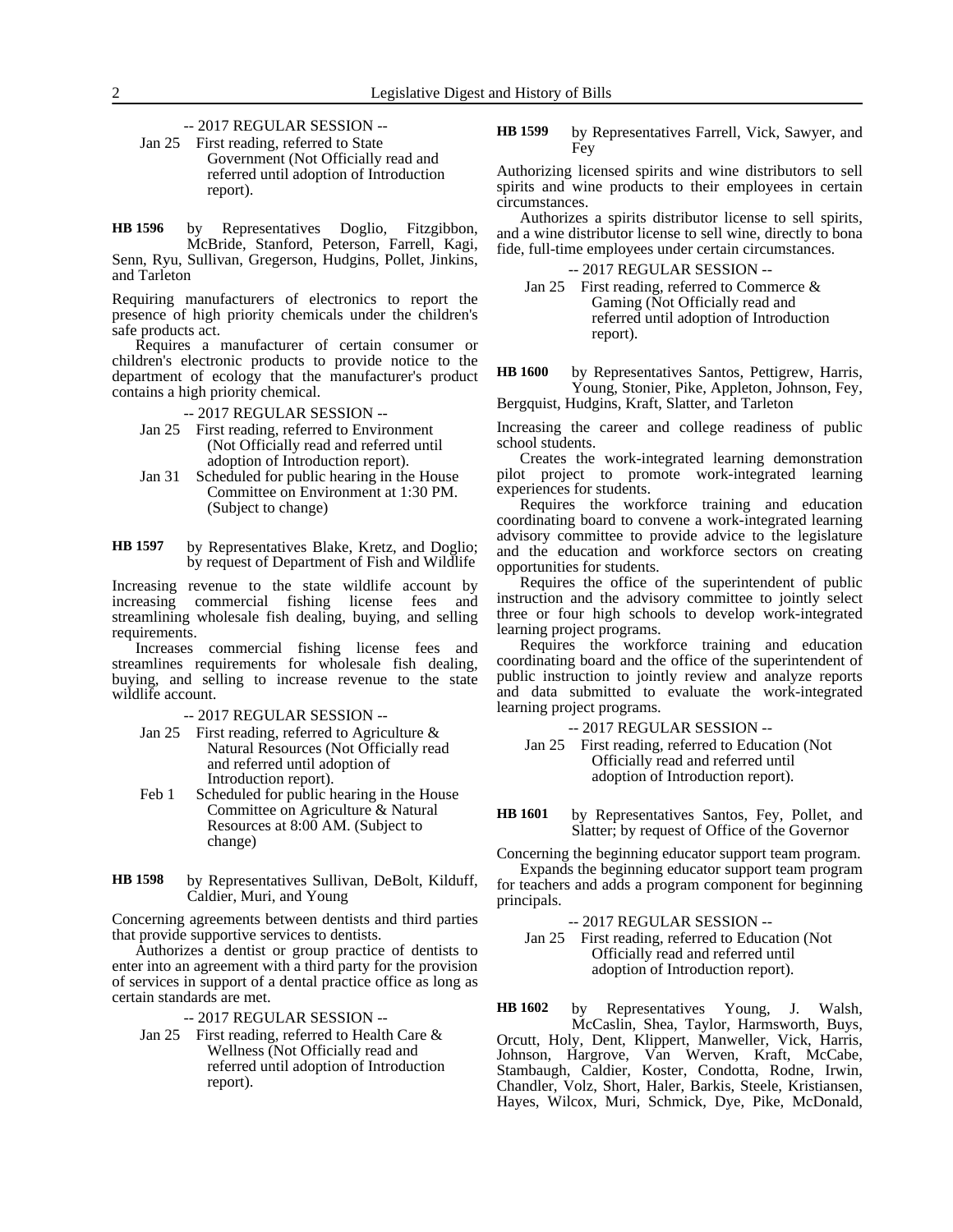-- 2017 REGULAR SESSION --

Jan 25 First reading, referred to State Government (Not Officially read and referred until adoption of Introduction report).

**HB 1596** by Representatives Doglio, Fitzgibbon, McBride, Stanford, Peterson, Farrell, Kagi, Senn, Ryu, Sullivan, Gregerson, Hudgins, Pollet, Jinkins, and Tarleton

Requiring manufacturers of electronics to report the presence of high priority chemicals under the children's safe products act.

Requires a manufacturer of certain consumer or children's electronic products to provide notice to the department of ecology that the manufacturer's product contains a high priority chemical.

-- 2017 REGULAR SESSION --

Jan 25 First reading, referred to Environment (Not Officially read and referred until adoption of Introduction report).

Jan 31 Scheduled for public hearing in the House Committee on Environment at 1:30 PM. (Subject to change)

**HB 1597** by Representatives Blake, Kretz, and Doglio; by request of Department of Fish and Wildlife

Increasing revenue to the state wildlife account by increasing commercial fishing license fees and streamlining wholesale fish dealing, buying, and selling requirements.

Increases commercial fishing license fees and streamlines requirements for wholesale fish dealing, buying, and selling to increase revenue to the state wildlife account.

-- 2017 REGULAR SESSION --

Jan 25 First reading, referred to Agriculture & Natural Resources (Not Officially read and referred until adoption of Introduction report).

Feb 1 Scheduled for public hearing in the House Committee on Agriculture & Natural Resources at 8:00 AM. (Subject to change)

**HB 1598** by Representatives Sullivan, DeBolt, Kilduff, Caldier, Muri, and Young

Concerning agreements between dentists and third parties that provide supportive services to dentists.

Authorizes a dentist or group practice of dentists to enter into an agreement with a third party for the provision of services in support of a dental practice office as long as certain standards are met.

-- 2017 REGULAR SESSION --

Jan 25 First reading, referred to Health Care & Wellness (Not Officially read and referred until adoption of Introduction report).

**HB 1599** by Representatives Farrell, Vick, Sawyer, and Fey

Authorizing licensed spirits and wine distributors to sell spirits and wine products to their employees in certain circumstances.

Authorizes a spirits distributor license to sell spirits, and a wine distributor license to sell wine, directly to bona fide, full-time employees under certain circumstances.

-- 2017 REGULAR SESSION --

Jan 25 First reading, referred to Commerce & Gaming (Not Officially read and referred until adoption of Introduction report).

**HB 1600** by Representatives Santos, Pettigrew, Harris, Young, Stonier, Pike, Appleton, Johnson, Fey, Bergquist, Hudgins, Kraft, Slatter, and Tarleton

Increasing the career and college readiness of public school students.

Creates the work-integrated learning demonstration pilot project to promote work-integrated learning experiences for students.

Requires the workforce training and education coordinating board to convene a work-integrated learning advisory committee to provide advice to the legislature and the education and workforce sectors on creating opportunities for students.

Requires the office of the superintendent of public instruction and the advisory committee to jointly select three or four high schools to develop work-integrated learning project programs.

Requires the workforce training and education coordinating board and the office of the superintendent of public instruction to jointly review and analyze reports and data submitted to evaluate the work-integrated learning project programs.

-- 2017 REGULAR SESSION --

Jan 25 First reading, referred to Education (Not Officially read and referred until adoption of Introduction report).

**HB 1601** by Representatives Santos, Fey, Pollet, and Slatter; by request of Office of the Governor

Concerning the beginning educator support team program.

Expands the beginning educator support team program for teachers and adds a program component for beginning principals.

-- 2017 REGULAR SESSION --

Jan 25 First reading, referred to Education (Not Officially read and referred until adoption of Introduction report).

**HB 1602** by Representatives Young, J. Walsh, McCaslin, Shea, Taylor, Harmsworth, Buys, Orcutt, Holy, Dent, Klippert, Manweller, Vick, Harris, Johnson, Hargrove, Van Werven, Kraft, McCabe, Stambaugh, Caldier, Koster, Condotta, Rodne, Irwin, Chandler, Volz, Short, Haler, Barkis, Steele, Kristiansen, Hayes, Wilcox, Muri, Schmick, Dye, Pike, McDonald,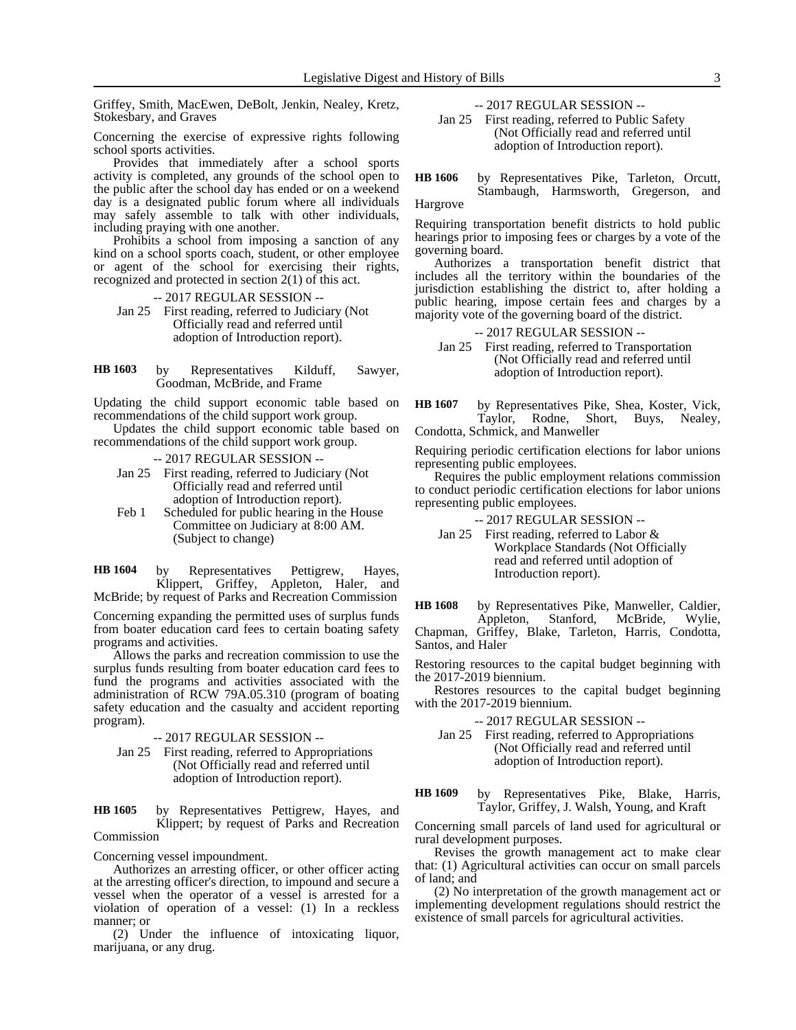Griffey, Smith, MacEwen, DeBolt, Jenkin, Nealey, Kretz, Stokesbary, and Graves

Concerning the exercise of expressive rights following school sports activities.

Provides that immediately after a school sports activity is completed, any grounds of the school open to the public after the school day has ended or on a weekend day is a designated public forum where all individuals may safely assemble to talk with other individuals, including praying with one another.

Prohibits a school from imposing a sanction of any kind on a school sports coach, student, or other employee or agent of the school for exercising their rights, recognized and protected in section 2(1) of this act.

-- 2017 REGULAR SESSION --

Jan 25 First reading, referred to Judiciary (Not Officially read and referred until adoption of Introduction report).

**HB 1603** by Representatives Kilduff, Sawyer, Goodman, McBride, and Frame

Updating the child support economic table based on recommendations of the child support work group.

Updates the child support economic table based on recommendations of the child support work group.

-- 2017 REGULAR SESSION --

Jan 25 First reading, referred to Judiciary (Not Officially read and referred until adoption of Introduction report).

Feb 1 Scheduled for public hearing in the House Committee on Judiciary at 8:00 AM. (Subject to change)

**HB 1604** by Representatives Pettigrew, Hayes, Klippert, Griffey, Appleton, Haler, and McBride; by request of Parks and Recreation Commission

Concerning expanding the permitted uses of surplus funds from boater education card fees to certain boating safety programs and activities.

Allows the parks and recreation commission to use the surplus funds resulting from boater education card fees to fund the programs and activities associated with the administration of RCW 79A.05.310 (program of boating safety education and the casualty and accident reporting program).

-- 2017 REGULAR SESSION --

Jan 25 First reading, referred to Appropriations (Not Officially read and referred until adoption of Introduction report).

**HB 1605** by Representatives Pettigrew, Hayes, and Klippert; by request of Parks and Recreation Commission

Concerning vessel impoundment.

Authorizes an arresting officer, or other officer acting at the arresting officer's direction, to impound and secure a vessel when the operator of a vessel is arrested for a violation of operation of a vessel: (1) In a reckless manner; or

(2) Under the influence of intoxicating liquor, marijuana, or any drug.

-- 2017 REGULAR SESSION --

Jan 25 First reading, referred to Public Safety (Not Officially read and referred until adoption of Introduction report).

**HB 1606** by Representatives Pike, Tarleton, Orcutt, Stambaugh, Harmsworth, Gregerson, and Hargrove

Requiring transportation benefit districts to hold public hearings prior to imposing fees or charges by a vote of the governing board.

Authorizes a transportation benefit district that includes all the territory within the boundaries of the jurisdiction establishing the district to, after holding a public hearing, impose certain fees and charges by a majority vote of the governing board of the district.

-- 2017 REGULAR SESSION --

Jan 25 First reading, referred to Transportation (Not Officially read and referred until adoption of Introduction report).

**HB 1607** by Representatives Pike, Shea, Koster, Vick, Taylor, Rodne, Short, Buys, Nealey, Condotta, Schmick, and Manweller

Requiring periodic certification elections for labor unions representing public employees.

Requires the public employment relations commission to conduct periodic certification elections for labor unions representing public employees.

-- 2017 REGULAR SESSION --

Jan 25 First reading, referred to Labor & Workplace Standards (Not Officially read and referred until adoption of Introduction report).

**HB 1608** by Representatives Pike, Manweller, Caldier, Appleton, Stanford, McBride, Wylie, Chapman, Griffey, Blake, Tarleton, Harris, Condotta, Santos, and Haler

Restoring resources to the capital budget beginning with the 2017-2019 biennium.

Restores resources to the capital budget beginning with the 2017-2019 biennium.

-- 2017 REGULAR SESSION --

Jan 25 First reading, referred to Appropriations (Not Officially read and referred until adoption of Introduction report).

**HB 1609** by Representatives Pike, Blake, Harris, Taylor, Griffey, J. Walsh, Young, and Kraft

Concerning small parcels of land used for agricultural or rural development purposes.

Revises the growth management act to make clear that: (1) Agricultural activities can occur on small parcels of land; and

(2) No interpretation of the growth management act or implementing development regulations should restrict the existence of small parcels for agricultural activities.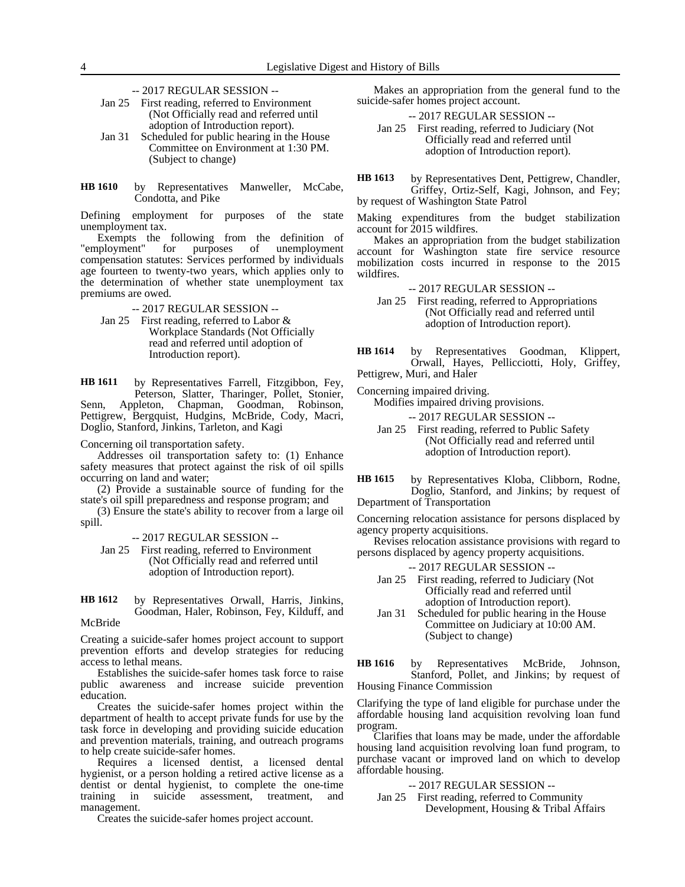-- 2017 REGULAR SESSION --

Jan 25 First reading, referred to Environment (Not Officially read and referred until adoption of Introduction report).

Jan 31 Scheduled for public hearing in the House Committee on Environment at 1:30 PM. (Subject to change)

**HB 1610** by Representatives Manweller, McCabe, Condotta, and Pike

Defining employment for purposes of the state unemployment tax.

Exempts the following from the definition of "employment" for purposes of unemployment compensation statutes: Services performed by individuals age fourteen to twenty-two years, which applies only to the determination of whether state unemployment tax premiums are owed.

-- 2017 REGULAR SESSION --

Jan 25 First reading, referred to Labor & Workplace Standards (Not Officially read and referred until adoption of Introduction report).

**HB 1611** by Representatives Farrell, Fitzgibbon, Fey, Peterson, Slatter, Tharinger, Pollet, Stonier, Senn, Appleton, Chapman, Goodman, Robinson, Pettigrew, Bergquist, Hudgins, McBride, Cody, Macri, Doglio, Stanford, Jinkins, Tarleton, and Kagi

Concerning oil transportation safety.

Addresses oil transportation safety to: (1) Enhance safety measures that protect against the risk of oil spills occurring on land and water;

(2) Provide a sustainable source of funding for the state's oil spill preparedness and response program; and

(3) Ensure the state's ability to recover from a large oil spill.

-- 2017 REGULAR SESSION --

Jan 25 First reading, referred to Environment (Not Officially read and referred until adoption of Introduction report).

**HB 1612** by Representatives Orwall, Harris, Jinkins, Goodman, Haler, Robinson, Fey, Kilduff, and McBride

Creating a suicide-safer homes project account to support prevention efforts and develop strategies for reducing access to lethal means.

Establishes the suicide-safer homes task force to raise public awareness and increase suicide prevention education.

Creates the suicide-safer homes project within the department of health to accept private funds for use by the task force in developing and providing suicide education and prevention materials, training, and outreach programs to help create suicide-safer homes.

Requires a licensed dentist, a licensed dental hygienist, or a person holding a retired active license as a dentist or dental hygienist, to complete the one-time training in suicide assessment, treatment, and management.

Creates the suicide-safer homes project account.

Makes an appropriation from the general fund to the suicide-safer homes project account.

-- 2017 REGULAR SESSION --

Jan 25 First reading, referred to Judiciary (Not Officially read and referred until adoption of Introduction report).

**HB 1613** by Representatives Dent, Pettigrew, Chandler, Griffey, Ortiz-Self, Kagi, Johnson, and Fey; by request of Washington State Patrol

Making expenditures from the budget stabilization account for 2015 wildfires.

Makes an appropriation from the budget stabilization account for Washington state fire service resource mobilization costs incurred in response to the 2015 wildfires.

-- 2017 REGULAR SESSION --

Jan 25 First reading, referred to Appropriations (Not Officially read and referred until adoption of Introduction report).

**HB 1614** by Representatives Goodman, Klippert, Orwall, Hayes, Pellicciotti, Holy, Griffey, Pettigrew, Muri, and Haler

Concerning impaired driving.

Modifies impaired driving provisions.

-- 2017 REGULAR SESSION --

Jan 25 First reading, referred to Public Safety (Not Officially read and referred until adoption of Introduction report).

**HB 1615** by Representatives Kloba, Clibborn, Rodne, Doglio, Stanford, and Jinkins; by request of Department of Transportation

Concerning relocation assistance for persons displaced by agency property acquisitions.

Revises relocation assistance provisions with regard to persons displaced by agency property acquisitions.

-- 2017 REGULAR SESSION --

Jan 25 First reading, referred to Judiciary (Not Officially read and referred until adoption of Introduction report).

Jan 31 Scheduled for public hearing in the House Committee on Judiciary at 10:00 AM. (Subject to change)

**HB 1616** by Representatives McBride, Johnson, Stanford, Pollet, and Jinkins; by request of Housing Finance Commission

Clarifying the type of land eligible for purchase under the affordable housing land acquisition revolving loan fund program.

Clarifies that loans may be made, under the affordable housing land acquisition revolving loan fund program, to purchase vacant or improved land on which to develop affordable housing.

-- 2017 REGULAR SESSION --

Jan 25 First reading, referred to Community Development, Housing & Tribal Affairs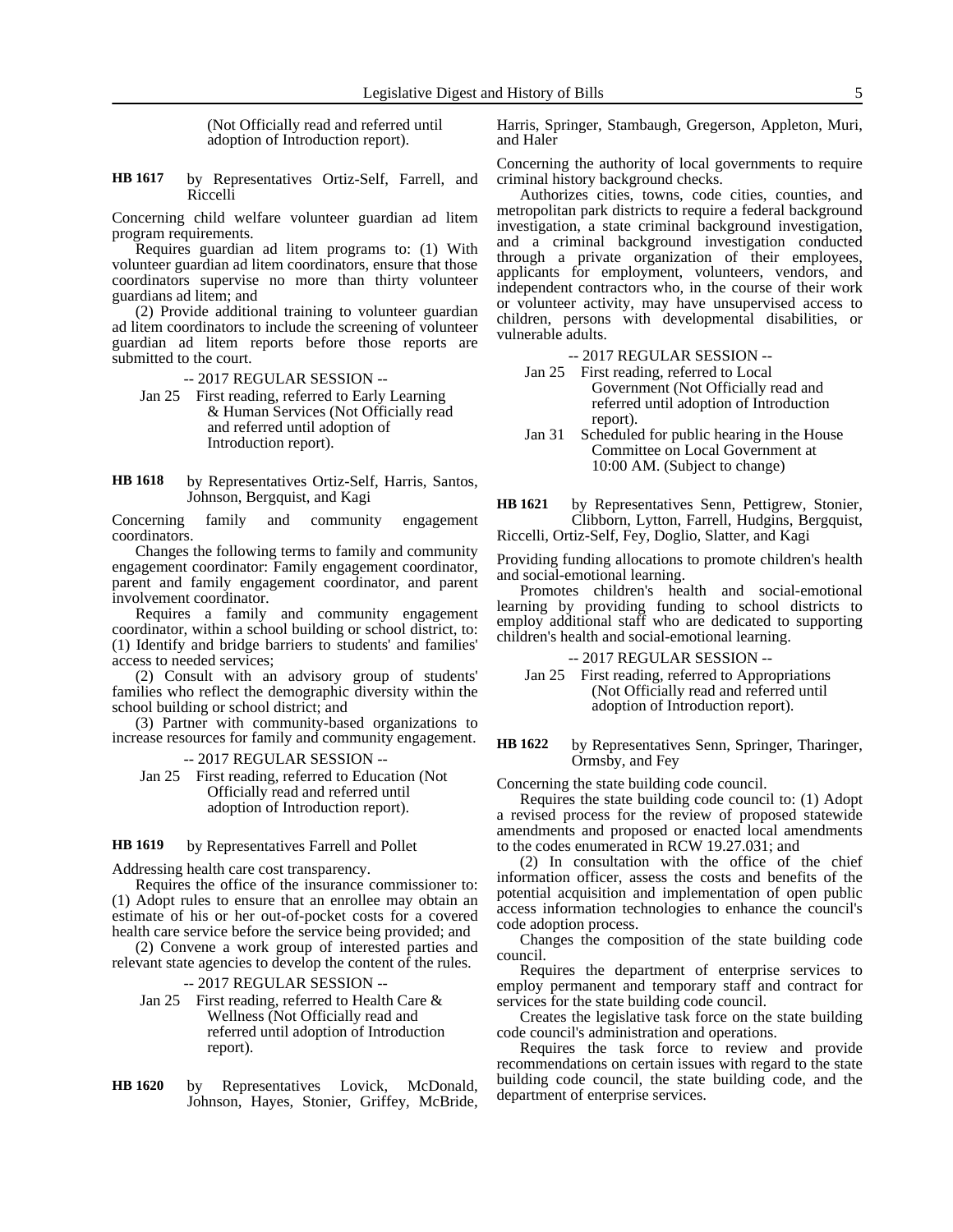(Not Officially read and referred until adoption of Introduction report).

**HB 1617** by Representatives Ortiz-Self, Farrell, and Riccelli

Concerning child welfare volunteer guardian ad litem program requirements.

Requires guardian ad litem programs to: (1) With volunteer guardian ad litem coordinators, ensure that those coordinators supervise no more than thirty volunteer guardians ad litem; and

(2) Provide additional training to volunteer guardian ad litem coordinators to include the screening of volunteer guardian ad litem reports before those reports are submitted to the court.

-- 2017 REGULAR SESSION --

Jan 25 First reading, referred to Early Learning & Human Services (Not Officially read and referred until adoption of Introduction report).

**HB 1618** by Representatives Ortiz-Self, Harris, Santos, Johnson, Bergquist, and Kagi

Concerning family and community engagement coordinators.

Changes the following terms to family and community engagement coordinator: Family engagement coordinator, parent and family engagement coordinator, and parent involvement coordinator.

Requires a family and community engagement coordinator, within a school building or school district, to: (1) Identify and bridge barriers to students' and families' access to needed services;

(2) Consult with an advisory group of students' families who reflect the demographic diversity within the school building or school district; and

(3) Partner with community-based organizations to increase resources for family and community engagement.

-- 2017 REGULAR SESSION --

Jan 25 First reading, referred to Education (Not Officially read and referred until adoption of Introduction report).

**HB 1619** by Representatives Farrell and Pollet

Addressing health care cost transparency.

Requires the office of the insurance commissioner to: (1) Adopt rules to ensure that an enrollee may obtain an estimate of his or her out-of-pocket costs for a covered health care service before the service being provided; and

(2) Convene a work group of interested parties and relevant state agencies to develop the content of the rules.

-- 2017 REGULAR SESSION --

Jan 25 First reading, referred to Health Care & Wellness (Not Officially read and referred until adoption of Introduction report).

**HB 1620** by Representatives Lovick, McDonald, Johnson, Hayes, Stonier, Griffey, McBride, Harris, Springer, Stambaugh, Gregerson, Appleton, Muri, and Haler

Concerning the authority of local governments to require criminal history background checks.

Authorizes cities, towns, code cities, counties, and metropolitan park districts to require a federal background investigation, a state criminal background investigation, and a criminal background investigation conducted through a private organization of their employees, applicants for employment, volunteers, vendors, and independent contractors who, in the course of their work or volunteer activity, may have unsupervised access to children, persons with developmental disabilities, or vulnerable adults.

-- 2017 REGULAR SESSION --

Jan 25 First reading, referred to Local Government (Not Officially read and referred until adoption of Introduction report).

Jan 31 Scheduled for public hearing in the House Committee on Local Government at 10:00 AM. (Subject to change)

**HB 1621** by Representatives Senn, Pettigrew, Stonier, Clibborn, Lytton, Farrell, Hudgins, Bergquist, Riccelli, Ortiz-Self, Fey, Doglio, Slatter, and Kagi

Providing funding allocations to promote children's health and social-emotional learning.

Promotes children's health and social-emotional learning by providing funding to school districts to employ additional staff who are dedicated to supporting children's health and social-emotional learning.

-- 2017 REGULAR SESSION --

Jan 25 First reading, referred to Appropriations (Not Officially read and referred until adoption of Introduction report).

**HB 1622** by Representatives Senn, Springer, Tharinger, Ormsby, and Fey

Concerning the state building code council.

Requires the state building code council to: (1) Adopt a revised process for the review of proposed statewide amendments and proposed or enacted local amendments to the codes enumerated in RCW 19.27.031; and

(2) In consultation with the office of the chief information officer, assess the costs and benefits of the potential acquisition and implementation of open public access information technologies to enhance the council's code adoption process.

Changes the composition of the state building code council.

Requires the department of enterprise services to employ permanent and temporary staff and contract for services for the state building code council.

Creates the legislative task force on the state building code council's administration and operations.

Requires the task force to review and provide recommendations on certain issues with regard to the state building code council, the state building code, and the department of enterprise services.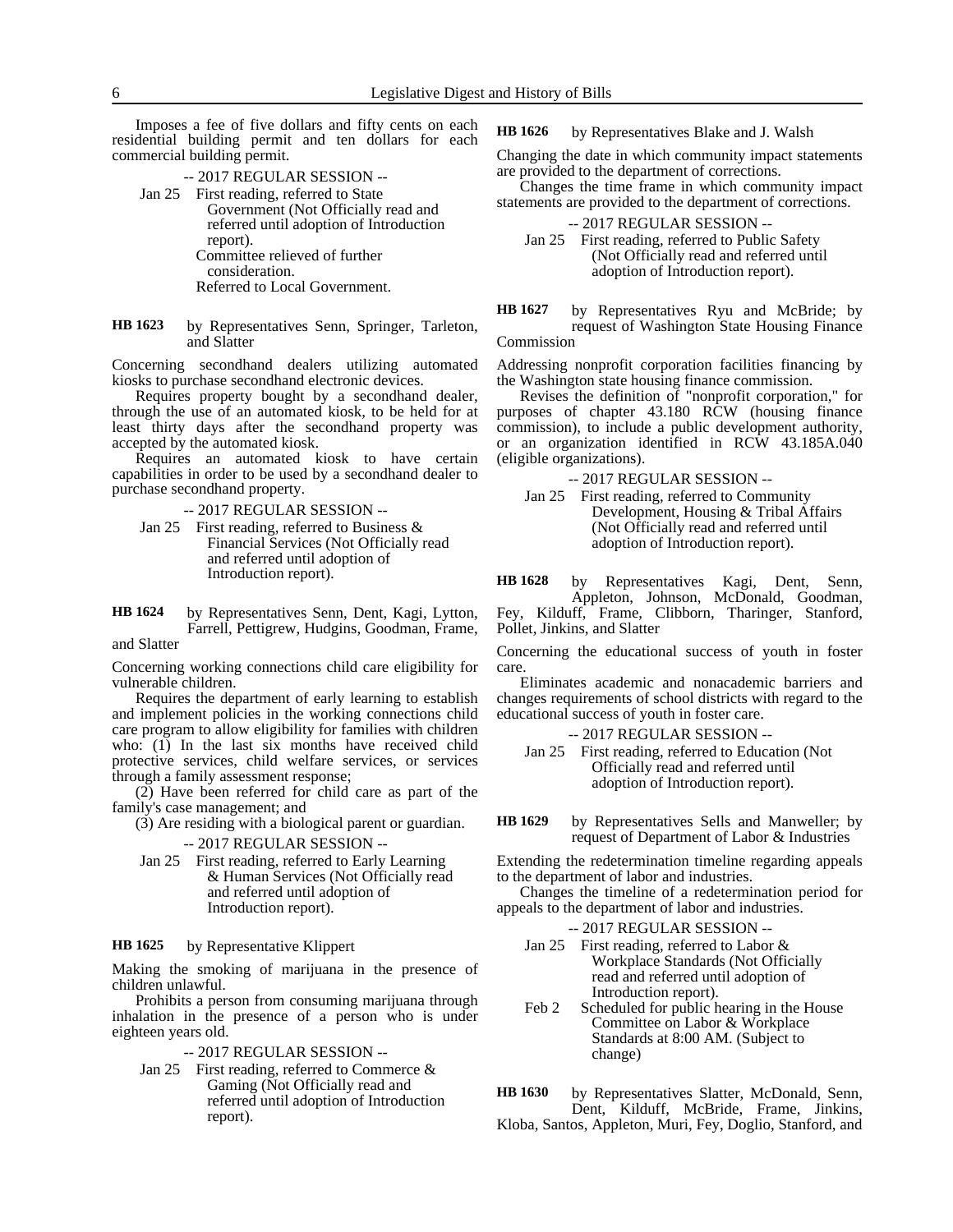Imposes a fee of five dollars and fifty cents on each residential building permit and ten dollars for each commercial building permit.

-- 2017 REGULAR SESSION --

Jan 25 First reading, referred to State Government (Not Officially read and referred until adoption of Introduction report).
Committee relieved of further consideration.
Referred to Local Government.

**HB 1623** by Representatives Senn, Springer, Tarleton, and Slatter

Concerning secondhand dealers utilizing automated kiosks to purchase secondhand electronic devices.

Requires property bought by a secondhand dealer, through the use of an automated kiosk, to be held for at least thirty days after the secondhand property was accepted by the automated kiosk.

Requires an automated kiosk to have certain capabilities in order to be used by a secondhand dealer to purchase secondhand property.

-- 2017 REGULAR SESSION --

Jan 25 First reading, referred to Business & Financial Services (Not Officially read and referred until adoption of Introduction report).

**HB 1624** by Representatives Senn, Dent, Kagi, Lytton, Farrell, Pettigrew, Hudgins, Goodman, Frame, and Slatter

Concerning working connections child care eligibility for vulnerable children.

Requires the department of early learning to establish and implement policies in the working connections child care program to allow eligibility for families with children who: (1) In the last six months have received child protective services, child welfare services, or services through a family assessment response;

(2) Have been referred for child care as part of the family's case management; and

(3) Are residing with a biological parent or guardian.

-- 2017 REGULAR SESSION --

Jan 25 First reading, referred to Early Learning & Human Services (Not Officially read and referred until adoption of Introduction report).

**HB 1625** by Representative Klippert

Making the smoking of marijuana in the presence of children unlawful.

Prohibits a person from consuming marijuana through inhalation in the presence of a person who is under eighteen years old.

-- 2017 REGULAR SESSION --

Jan 25 First reading, referred to Commerce & Gaming (Not Officially read and referred until adoption of Introduction report).

**HB 1626** by Representatives Blake and J. Walsh

Changing the date in which community impact statements are provided to the department of corrections.

Changes the time frame in which community impact statements are provided to the department of corrections.

-- 2017 REGULAR SESSION --

Jan 25 First reading, referred to Public Safety (Not Officially read and referred until adoption of Introduction report).

**HB 1627** by Representatives Ryu and McBride; by request of Washington State Housing Finance Commission

Addressing nonprofit corporation facilities financing by the Washington state housing finance commission.

Revises the definition of "nonprofit corporation," for purposes of chapter 43.180 RCW (housing finance commission), to include a public development authority, or an organization identified in RCW 43.185A.040 (eligible organizations).

-- 2017 REGULAR SESSION --

Jan 25 First reading, referred to Community Development, Housing & Tribal Affairs (Not Officially read and referred until adoption of Introduction report).

**HB 1628** by Representatives Kagi, Dent, Senn, Appleton, Johnson, McDonald, Goodman, Fey, Kilduff, Frame, Clibborn, Tharinger, Stanford, Pollet, Jinkins, and Slatter

Concerning the educational success of youth in foster care.

Eliminates academic and nonacademic barriers and changes requirements of school districts with regard to the educational success of youth in foster care.

-- 2017 REGULAR SESSION --

Jan 25 First reading, referred to Education (Not Officially read and referred until adoption of Introduction report).

**HB 1629** by Representatives Sells and Manweller; by request of Department of Labor & Industries

Extending the redetermination timeline regarding appeals to the department of labor and industries.

Changes the timeline of a redetermination period for appeals to the department of labor and industries.

-- 2017 REGULAR SESSION --

Jan 25 First reading, referred to Labor & Workplace Standards (Not Officially read and referred until adoption of Introduction report).

Feb 2 Scheduled for public hearing in the House Committee on Labor & Workplace Standards at 8:00 AM. (Subject to change)

**HB 1630** by Representatives Slatter, McDonald, Senn, Dent, Kilduff, McBride, Frame, Jinkins, Kloba, Santos, Appleton, Muri, Fey, Doglio, Stanford, and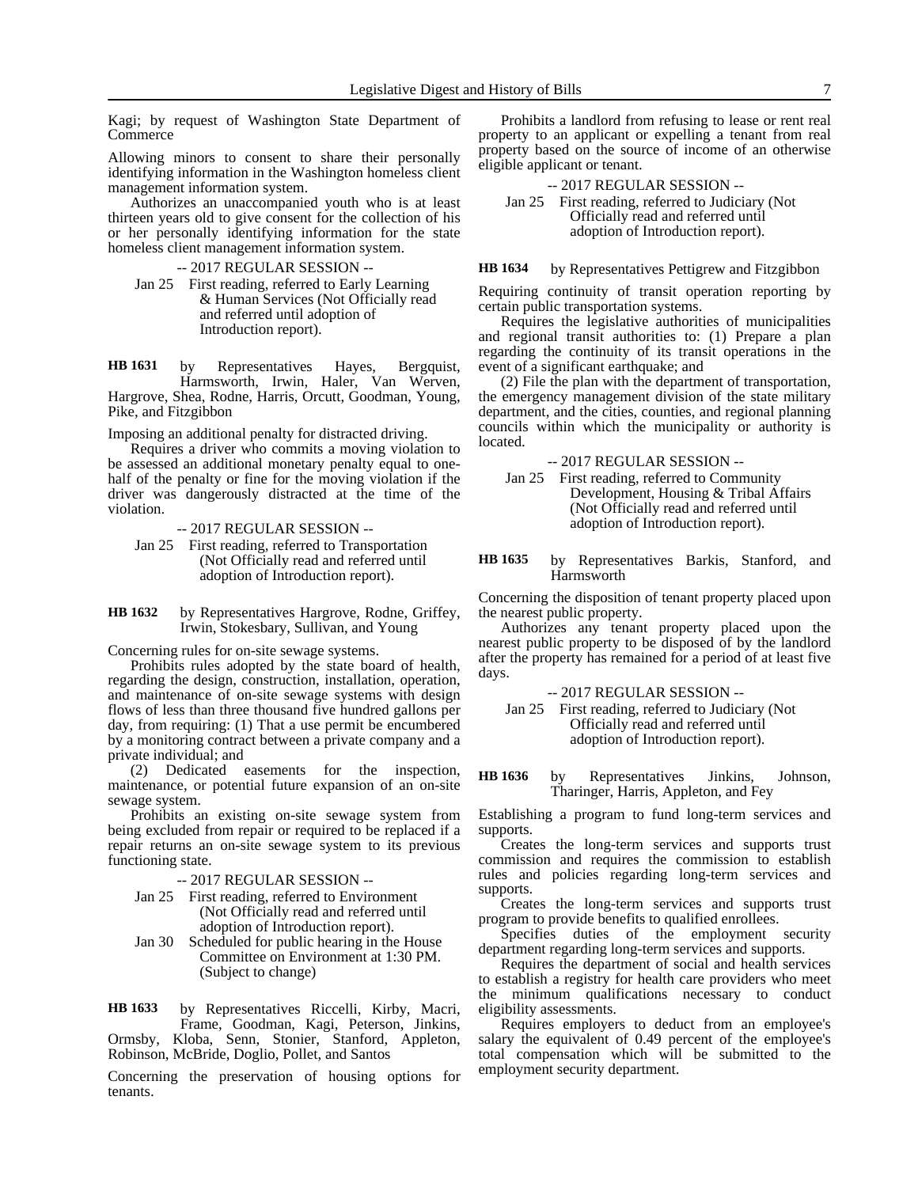Kagi; by request of Washington State Department of Commerce

Allowing minors to consent to share their personally identifying information in the Washington homeless client management information system.

Authorizes an unaccompanied youth who is at least thirteen years old to give consent for the collection of his or her personally identifying information for the state homeless client management information system.

-- 2017 REGULAR SESSION --

Jan 25 First reading, referred to Early Learning & Human Services (Not Officially read and referred until adoption of Introduction report).

**HB 1631** by Representatives Hayes, Bergquist, Harmsworth, Irwin, Haler, Van Werven, Hargrove, Shea, Rodne, Harris, Orcutt, Goodman, Young, Pike, and Fitzgibbon

Imposing an additional penalty for distracted driving.

Requires a driver who commits a moving violation to be assessed an additional monetary penalty equal to one-half of the penalty or fine for the moving violation if the driver was dangerously distracted at the time of the violation.

-- 2017 REGULAR SESSION --

Jan 25 First reading, referred to Transportation (Not Officially read and referred until adoption of Introduction report).

**HB 1632** by Representatives Hargrove, Rodne, Griffey, Irwin, Stokesbary, Sullivan, and Young

Concerning rules for on-site sewage systems.

Prohibits rules adopted by the state board of health, regarding the design, construction, installation, operation, and maintenance of on-site sewage systems with design flows of less than three thousand five hundred gallons per day, from requiring: (1) That a use permit be encumbered by a monitoring contract between a private company and a private individual; and

(2) Dedicated easements for the inspection, maintenance, or potential future expansion of an on-site sewage system.

Prohibits an existing on-site sewage system from being excluded from repair or required to be replaced if a repair returns an on-site sewage system to its previous functioning state.

-- 2017 REGULAR SESSION --

Jan 25 First reading, referred to Environment (Not Officially read and referred until adoption of Introduction report).

Jan 30 Scheduled for public hearing in the House Committee on Environment at 1:30 PM. (Subject to change)

**HB 1633** by Representatives Riccelli, Kirby, Macri, Frame, Goodman, Kagi, Peterson, Jinkins, Ormsby, Kloba, Senn, Stonier, Stanford, Appleton, Robinson, McBride, Doglio, Pollet, and Santos

Concerning the preservation of housing options for tenants.

Prohibits a landlord from refusing to lease or rent real property to an applicant or expelling a tenant from real property based on the source of income of an otherwise eligible applicant or tenant.

-- 2017 REGULAR SESSION --

Jan 25 First reading, referred to Judiciary (Not Officially read and referred until adoption of Introduction report).

**HB 1634** by Representatives Pettigrew and Fitzgibbon

Requiring continuity of transit operation reporting by certain public transportation systems.

Requires the legislative authorities of municipalities and regional transit authorities to: (1) Prepare a plan regarding the continuity of its transit operations in the event of a significant earthquake; and

(2) File the plan with the department of transportation, the emergency management division of the state military department, and the cities, counties, and regional planning councils within which the municipality or authority is located.

-- 2017 REGULAR SESSION --

Jan 25 First reading, referred to Community Development, Housing & Tribal Affairs (Not Officially read and referred until adoption of Introduction report).

**HB 1635** by Representatives Barkis, Stanford, and Harmsworth

Concerning the disposition of tenant property placed upon the nearest public property.

Authorizes any tenant property placed upon the nearest public property to be disposed of by the landlord after the property has remained for a period of at least five days.

-- 2017 REGULAR SESSION --

Jan 25 First reading, referred to Judiciary (Not Officially read and referred until adoption of Introduction report).

**HB 1636** by Representatives Jinkins, Johnson, Tharinger, Harris, Appleton, and Fey

Establishing a program to fund long-term services and supports.

Creates the long-term services and supports trust commission and requires the commission to establish rules and policies regarding long-term services and supports.

Creates the long-term services and supports trust program to provide benefits to qualified enrollees.

Specifies duties of the employment security department regarding long-term services and supports.

Requires the department of social and health services to establish a registry for health care providers who meet the minimum qualifications necessary to conduct eligibility assessments.

Requires employers to deduct from an employee's salary the equivalent of 0.49 percent of the employee's total compensation which will be submitted to the employment security department.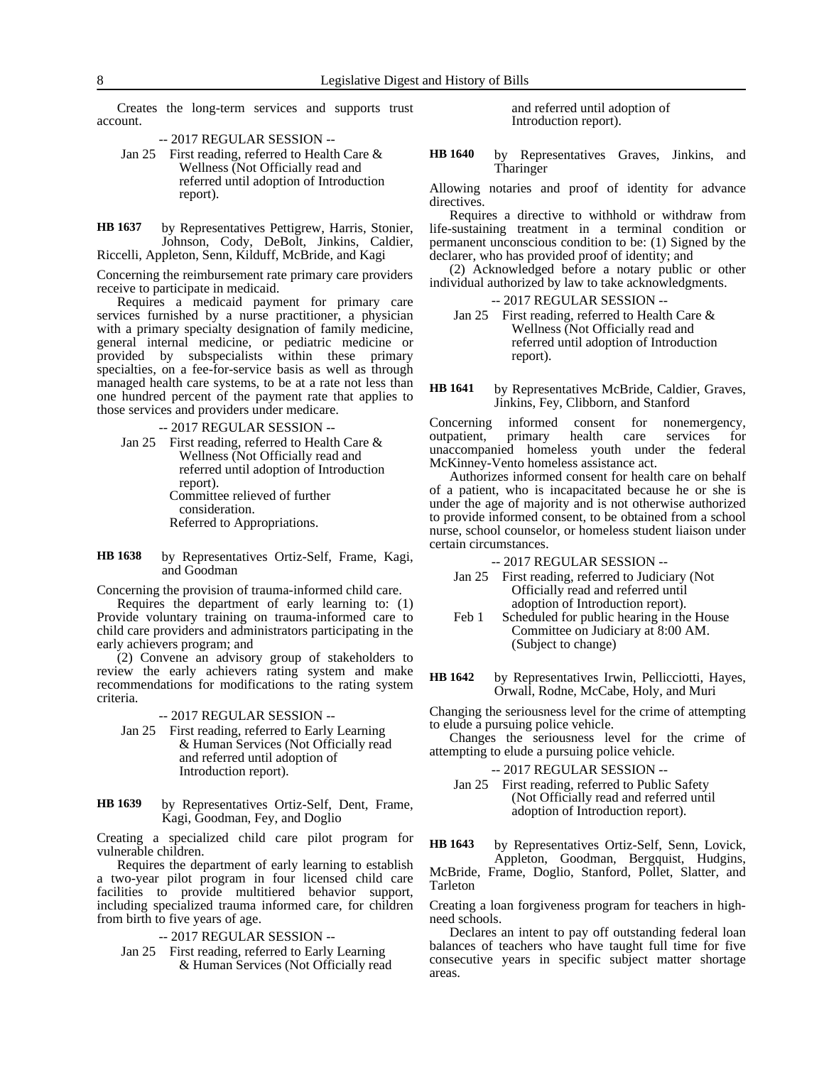Creates the long-term services and supports trust account.

-- 2017 REGULAR SESSION --

Jan 25 First reading, referred to Health Care & Wellness (Not Officially read and referred until adoption of Introduction report).

**HB 1637** by Representatives Pettigrew, Harris, Stonier, Johnson, Cody, DeBolt, Jinkins, Caldier, Riccelli, Appleton, Senn, Kilduff, McBride, and Kagi

Concerning the reimbursement rate primary care providers receive to participate in medicaid.

Requires a medicaid payment for primary care services furnished by a nurse practitioner, a physician with a primary specialty designation of family medicine, general internal medicine, or pediatric medicine or provided by subspecialists within these primary specialties, on a fee-for-service basis as well as through managed health care systems, to be at a rate not less than one hundred percent of the payment rate that applies to those services and providers under medicare.

-- 2017 REGULAR SESSION --

Jan 25 First reading, referred to Health Care & Wellness (Not Officially read and referred until adoption of Introduction report).
Committee relieved of further consideration.
Referred to Appropriations.

**HB 1638** by Representatives Ortiz-Self, Frame, Kagi, and Goodman

Concerning the provision of trauma-informed child care.

Requires the department of early learning to: (1) Provide voluntary training on trauma-informed care to child care providers and administrators participating in the early achievers program; and

(2) Convene an advisory group of stakeholders to review the early achievers rating system and make recommendations for modifications to the rating system criteria.

-- 2017 REGULAR SESSION --

Jan 25 First reading, referred to Early Learning & Human Services (Not Officially read and referred until adoption of Introduction report).

**HB 1639** by Representatives Ortiz-Self, Dent, Frame, Kagi, Goodman, Fey, and Doglio

Creating a specialized child care pilot program for vulnerable children.

Requires the department of early learning to establish a two-year pilot program in four licensed child care facilities to provide multitiered behavior support, including specialized trauma informed care, for children from birth to five years of age.

-- 2017 REGULAR SESSION --

Jan 25 First reading, referred to Early Learning & Human Services (Not Officially read and referred until adoption of Introduction report).

**HB 1640** by Representatives Graves, Jinkins, and Tharinger

Allowing notaries and proof of identity for advance directives.

Requires a directive to withhold or withdraw from life-sustaining treatment in a terminal condition or permanent unconscious condition to be: (1) Signed by the declarer, who has provided proof of identity; and

(2) Acknowledged before a notary public or other individual authorized by law to take acknowledgments.

-- 2017 REGULAR SESSION --

Jan 25 First reading, referred to Health Care & Wellness (Not Officially read and referred until adoption of Introduction report).

**HB 1641** by Representatives McBride, Caldier, Graves, Jinkins, Fey, Clibborn, and Stanford

Concerning informed consent for nonemergency, outpatient, primary health care services for unaccompanied homeless youth under the federal McKinney-Vento homeless assistance act.

Authorizes informed consent for health care on behalf of a patient, who is incapacitated because he or she is under the age of majority and is not otherwise authorized to provide informed consent, to be obtained from a school nurse, school counselor, or homeless student liaison under certain circumstances.

-- 2017 REGULAR SESSION --

Jan 25 First reading, referred to Judiciary (Not Officially read and referred until adoption of Introduction report).

Feb 1 Scheduled for public hearing in the House Committee on Judiciary at 8:00 AM. (Subject to change)

**HB 1642** by Representatives Irwin, Pellicciotti, Hayes, Orwall, Rodne, McCabe, Holy, and Muri

Changing the seriousness level for the crime of attempting to elude a pursuing police vehicle.

Changes the seriousness level for the crime of attempting to elude a pursuing police vehicle.

-- 2017 REGULAR SESSION --

Jan 25 First reading, referred to Public Safety (Not Officially read and referred until adoption of Introduction report).

**HB 1643** by Representatives Ortiz-Self, Senn, Lovick, Appleton, Goodman, Bergquist, Hudgins, McBride, Frame, Doglio, Stanford, Pollet, Slatter, and Tarleton

Creating a loan forgiveness program for teachers in high-need schools.

Declares an intent to pay off outstanding federal loan balances of teachers who have taught full time for five consecutive years in specific subject matter shortage areas.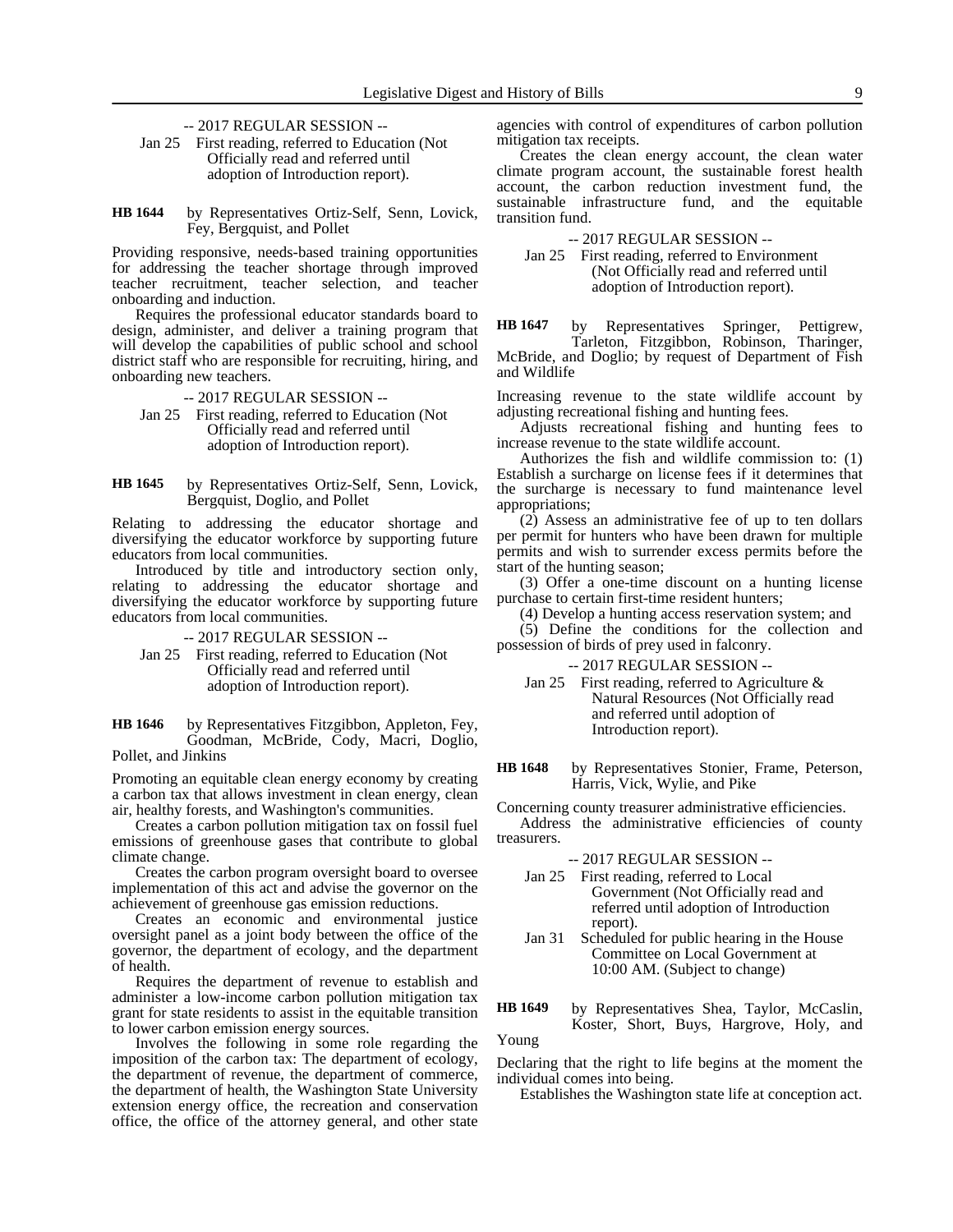-- 2017 REGULAR SESSION --

Jan 25 First reading, referred to Education (Not Officially read and referred until adoption of Introduction report).

**HB 1644** by Representatives Ortiz-Self, Senn, Lovick, Fey, Bergquist, and Pollet

Providing responsive, needs-based training opportunities for addressing the teacher shortage through improved teacher recruitment, teacher selection, and teacher onboarding and induction.

Requires the professional educator standards board to design, administer, and deliver a training program that will develop the capabilities of public school and school district staff who are responsible for recruiting, hiring, and onboarding new teachers.

-- 2017 REGULAR SESSION --

Jan 25 First reading, referred to Education (Not Officially read and referred until adoption of Introduction report).

**HB 1645** by Representatives Ortiz-Self, Senn, Lovick, Bergquist, Doglio, and Pollet

Relating to addressing the educator shortage and diversifying the educator workforce by supporting future educators from local communities.

Introduced by title and introductory section only, relating to addressing the educator shortage and diversifying the educator workforce by supporting future educators from local communities.

-- 2017 REGULAR SESSION --

Jan 25 First reading, referred to Education (Not Officially read and referred until adoption of Introduction report).

**HB 1646** by Representatives Fitzgibbon, Appleton, Fey, Goodman, McBride, Cody, Macri, Doglio, Pollet, and Jinkins

Promoting an equitable clean energy economy by creating a carbon tax that allows investment in clean energy, clean air, healthy forests, and Washington's communities.

Creates a carbon pollution mitigation tax on fossil fuel emissions of greenhouse gases that contribute to global climate change.

Creates the carbon program oversight board to oversee implementation of this act and advise the governor on the achievement of greenhouse gas emission reductions.

Creates an economic and environmental justice oversight panel as a joint body between the office of the governor, the department of ecology, and the department of health.

Requires the department of revenue to establish and administer a low-income carbon pollution mitigation tax grant for state residents to assist in the equitable transition to lower carbon emission energy sources.

Involves the following in some role regarding the imposition of the carbon tax: The department of ecology, the department of revenue, the department of commerce, the department of health, the Washington State University extension energy office, the recreation and conservation office, the office of the attorney general, and other state agencies with control of expenditures of carbon pollution mitigation tax receipts.

Creates the clean energy account, the clean water climate program account, the sustainable forest health account, the carbon reduction investment fund, the sustainable infrastructure fund, and the equitable transition fund.

-- 2017 REGULAR SESSION --

Jan 25 First reading, referred to Environment (Not Officially read and referred until adoption of Introduction report).

**HB 1647** by Representatives Springer, Pettigrew, Tarleton, Fitzgibbon, Robinson, Tharinger, McBride, and Doglio; by request of Department of Fish and Wildlife

Increasing revenue to the state wildlife account by adjusting recreational fishing and hunting fees.

Adjusts recreational fishing and hunting fees to increase revenue to the state wildlife account.

Authorizes the fish and wildlife commission to: (1) Establish a surcharge on license fees if it determines that the surcharge is necessary to fund maintenance level appropriations;

(2) Assess an administrative fee of up to ten dollars per permit for hunters who have been drawn for multiple permits and wish to surrender excess permits before the start of the hunting season;

(3) Offer a one-time discount on a hunting license purchase to certain first-time resident hunters;

(4) Develop a hunting access reservation system; and

(5) Define the conditions for the collection and possession of birds of prey used in falconry.

-- 2017 REGULAR SESSION --

Jan 25 First reading, referred to Agriculture & Natural Resources (Not Officially read and referred until adoption of Introduction report).

**HB 1648** by Representatives Stonier, Frame, Peterson, Harris, Vick, Wylie, and Pike

Concerning county treasurer administrative efficiencies.

Address the administrative efficiencies of county treasurers.

-- 2017 REGULAR SESSION --

Jan 25 First reading, referred to Local Government (Not Officially read and referred until adoption of Introduction report).

Jan 31 Scheduled for public hearing in the House Committee on Local Government at 10:00 AM. (Subject to change)

**HB 1649** by Representatives Shea, Taylor, McCaslin, Koster, Short, Buys, Hargrove, Holy, and Young

Declaring that the right to life begins at the moment the individual comes into being.

Establishes the Washington state life at conception act.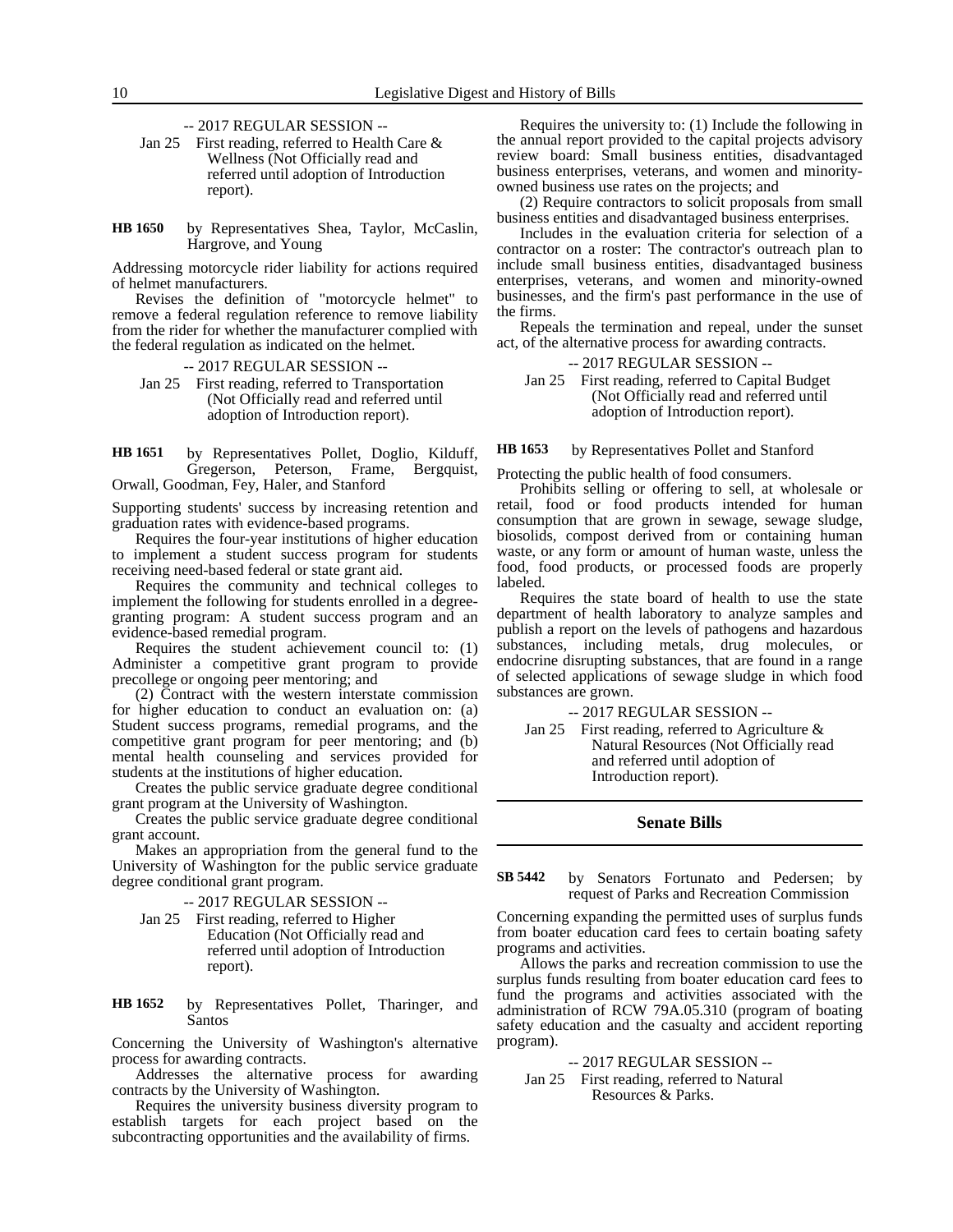-- 2017 REGULAR SESSION --

Jan 25 First reading, referred to Health Care & Wellness (Not Officially read and referred until adoption of Introduction report).

**HB 1650** by Representatives Shea, Taylor, McCaslin, Hargrove, and Young

Addressing motorcycle rider liability for actions required of helmet manufacturers.

Revises the definition of "motorcycle helmet" to remove a federal regulation reference to remove liability from the rider for whether the manufacturer complied with the federal regulation as indicated on the helmet.

-- 2017 REGULAR SESSION --

Jan 25 First reading, referred to Transportation (Not Officially read and referred until adoption of Introduction report).

**HB 1651** by Representatives Pollet, Doglio, Kilduff, Gregerson, Peterson, Frame, Bergquist, Orwall, Goodman, Fey, Haler, and Stanford

Supporting students' success by increasing retention and graduation rates with evidence-based programs.

Requires the four-year institutions of higher education to implement a student success program for students receiving need-based federal or state grant aid.

Requires the community and technical colleges to implement the following for students enrolled in a degree-granting program: A student success program and an evidence-based remedial program.

Requires the student achievement council to: (1) Administer a competitive grant program to provide precollege or ongoing peer mentoring; and

(2) Contract with the western interstate commission for higher education to conduct an evaluation on: (a) Student success programs, remedial programs, and the competitive grant program for peer mentoring; and (b) mental health counseling and services provided for students at the institutions of higher education.

Creates the public service graduate degree conditional grant program at the University of Washington.

Creates the public service graduate degree conditional grant account.

Makes an appropriation from the general fund to the University of Washington for the public service graduate degree conditional grant program.

-- 2017 REGULAR SESSION --

Jan 25 First reading, referred to Higher Education (Not Officially read and referred until adoption of Introduction report).

**HB 1652** by Representatives Pollet, Tharinger, and Santos

Concerning the University of Washington's alternative process for awarding contracts.

Addresses the alternative process for awarding contracts by the University of Washington.

Requires the university business diversity program to establish targets for each project based on the subcontracting opportunities and the availability of firms.

Requires the university to: (1) Include the following in the annual report provided to the capital projects advisory review board: Small business entities, disadvantaged business enterprises, veterans, and women and minority-owned business use rates on the projects; and

(2) Require contractors to solicit proposals from small business entities and disadvantaged business enterprises.

Includes in the evaluation criteria for selection of a contractor on a roster: The contractor's outreach plan to include small business entities, disadvantaged business enterprises, veterans, and women and minority-owned businesses, and the firm's past performance in the use of the firms.

Repeals the termination and repeal, under the sunset act, of the alternative process for awarding contracts.

-- 2017 REGULAR SESSION --

Jan 25 First reading, referred to Capital Budget (Not Officially read and referred until adoption of Introduction report).

**HB 1653** by Representatives Pollet and Stanford

Protecting the public health of food consumers.

Prohibits selling or offering to sell, at wholesale or retail, food or food products intended for human consumption that are grown in sewage, sewage sludge, biosolids, compost derived from or containing human waste, or any form or amount of human waste, unless the food, food products, or processed foods are properly labeled.

Requires the state board of health to use the state department of health laboratory to analyze samples and publish a report on the levels of pathogens and hazardous substances, including metals, drug molecules, or endocrine disrupting substances, that are found in a range of selected applications of sewage sludge in which food substances are grown.

-- 2017 REGULAR SESSION --

Jan 25 First reading, referred to Agriculture & Natural Resources (Not Officially read and referred until adoption of Introduction report).

## Senate Bills

**SB 5442** by Senators Fortunato and Pedersen; by request of Parks and Recreation Commission

Concerning expanding the permitted uses of surplus funds from boater education card fees to certain boating safety programs and activities.

Allows the parks and recreation commission to use the surplus funds resulting from boater education card fees to fund the programs and activities associated with the administration of RCW 79A.05.310 (program of boating safety education and the casualty and accident reporting program).

-- 2017 REGULAR SESSION --

Jan 25 First reading, referred to Natural Resources & Parks.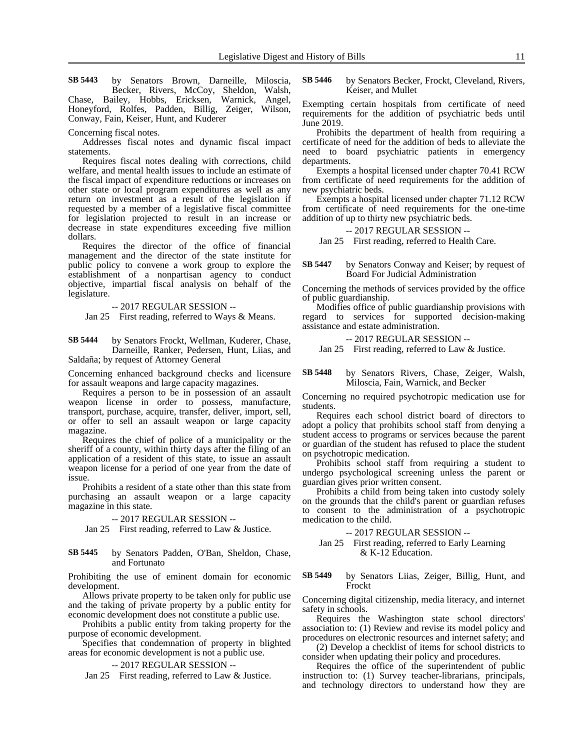**SB 5443** by Senators Brown, Darneille, Miloscia, Becker, Rivers, McCoy, Sheldon, Walsh, Chase, Bailey, Hobbs, Ericksen, Warnick, Angel, Honeyford, Rolfes, Padden, Billig, Zeiger, Wilson, Conway, Fain, Keiser, Hunt, and Kuderer

Concerning fiscal notes.

Addresses fiscal notes and dynamic fiscal impact statements.

Requires fiscal notes dealing with corrections, child welfare, and mental health issues to include an estimate of the fiscal impact of expenditure reductions or increases on other state or local program expenditures as well as any return on investment as a result of the legislation if requested by a member of a legislative fiscal committee for legislation projected to result in an increase or decrease in state expenditures exceeding five million dollars.

Requires the director of the office of financial management and the director of the state institute for public policy to convene a work group to explore the establishment of a nonpartisan agency to conduct objective, impartial fiscal analysis on behalf of the legislature.

-- 2017 REGULAR SESSION --

Jan 25 First reading, referred to Ways & Means.

**SB 5444** by Senators Frockt, Wellman, Kuderer, Chase, Darneille, Ranker, Pedersen, Hunt, Liias, and Saldaña; by request of Attorney General

Concerning enhanced background checks and licensure for assault weapons and large capacity magazines.

Requires a person to be in possession of an assault weapon license in order to possess, manufacture, transport, purchase, acquire, transfer, deliver, import, sell, or offer to sell an assault weapon or large capacity magazine.

Requires the chief of police of a municipality or the sheriff of a county, within thirty days after the filing of an application of a resident of this state, to issue an assault weapon license for a period of one year from the date of issue.

Prohibits a resident of a state other than this state from purchasing an assault weapon or a large capacity magazine in this state.

-- 2017 REGULAR SESSION --

Jan 25 First reading, referred to Law & Justice.

**SB 5445** by Senators Padden, O'Ban, Sheldon, Chase, and Fortunato

Prohibiting the use of eminent domain for economic development.

Allows private property to be taken only for public use and the taking of private property by a public entity for economic development does not constitute a public use.

Prohibits a public entity from taking property for the purpose of economic development.

Specifies that condemnation of property in blighted areas for economic development is not a public use.

-- 2017 REGULAR SESSION --

Jan 25 First reading, referred to Law & Justice.

**SB 5446** by Senators Becker, Frockt, Cleveland, Rivers, Keiser, and Mullet

Exempting certain hospitals from certificate of need requirements for the addition of psychiatric beds until June 2019.

Prohibits the department of health from requiring a certificate of need for the addition of beds to alleviate the need to board psychiatric patients in emergency departments.

Exempts a hospital licensed under chapter 70.41 RCW from certificate of need requirements for the addition of new psychiatric beds.

Exempts a hospital licensed under chapter 71.12 RCW from certificate of need requirements for the one-time addition of up to thirty new psychiatric beds.

-- 2017 REGULAR SESSION --

Jan 25 First reading, referred to Health Care.

**SB 5447** by Senators Conway and Keiser; by request of Board For Judicial Administration

Concerning the methods of services provided by the office of public guardianship.

Modifies office of public guardianship provisions with regard to services for supported decision-making assistance and estate administration.

-- 2017 REGULAR SESSION --

Jan 25 First reading, referred to Law & Justice.

**SB 5448** by Senators Rivers, Chase, Zeiger, Walsh, Miloscia, Fain, Warnick, and Becker

Concerning no required psychotropic medication use for students.

Requires each school district board of directors to adopt a policy that prohibits school staff from denying a student access to programs or services because the parent or guardian of the student has refused to place the student on psychotropic medication.

Prohibits school staff from requiring a student to undergo psychological screening unless the parent or guardian gives prior written consent.

Prohibits a child from being taken into custody solely on the grounds that the child's parent or guardian refuses to consent to the administration of a psychotropic medication to the child.

-- 2017 REGULAR SESSION --

Jan 25 First reading, referred to Early Learning & K-12 Education.

**SB 5449** by Senators Liias, Zeiger, Billig, Hunt, and Frockt

Concerning digital citizenship, media literacy, and internet safety in schools.

Requires the Washington state school directors' association to: (1) Review and revise its model policy and procedures on electronic resources and internet safety; and (2) Develop a checklist of items for school districts to consider when updating their policy and procedures.

Requires the office of the superintendent of public instruction to: (1) Survey teacher-librarians, principals, and technology directors to understand how they are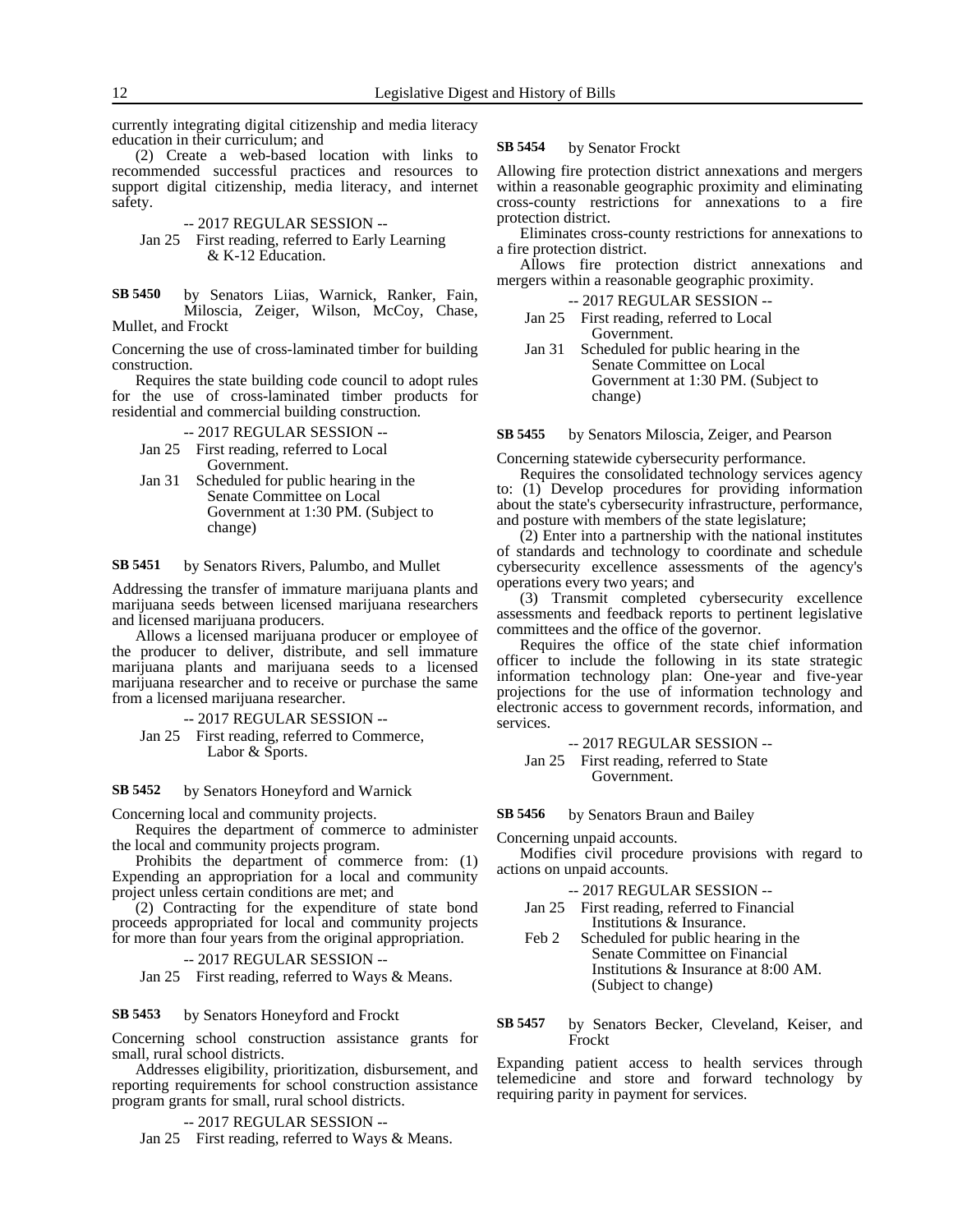currently integrating digital citizenship and media literacy education in their curriculum; and

(2) Create a web-based location with links to recommended successful practices and resources to support digital citizenship, media literacy, and internet safety.

-- 2017 REGULAR SESSION --

Jan 25 First reading, referred to Early Learning & K-12 Education.

**SB 5450** by Senators Liias, Warnick, Ranker, Fain, Miloscia, Zeiger, Wilson, McCoy, Chase, Mullet, and Frockt

Concerning the use of cross-laminated timber for building construction.

Requires the state building code council to adopt rules for the use of cross-laminated timber products for residential and commercial building construction.

-- 2017 REGULAR SESSION --

Jan 25 First reading, referred to Local Government.

Jan 31 Scheduled for public hearing in the Senate Committee on Local Government at 1:30 PM. (Subject to change)

**SB 5451** by Senators Rivers, Palumbo, and Mullet

Addressing the transfer of immature marijuana plants and marijuana seeds between licensed marijuana researchers and licensed marijuana producers.

Allows a licensed marijuana producer or employee of the producer to deliver, distribute, and sell immature marijuana plants and marijuana seeds to a licensed marijuana researcher and to receive or purchase the same from a licensed marijuana researcher.

-- 2017 REGULAR SESSION --

Jan 25 First reading, referred to Commerce, Labor & Sports.

**SB 5452** by Senators Honeyford and Warnick

Concerning local and community projects.

Requires the department of commerce to administer the local and community projects program.

Prohibits the department of commerce from: (1) Expending an appropriation for a local and community project unless certain conditions are met; and

(2) Contracting for the expenditure of state bond proceeds appropriated for local and community projects for more than four years from the original appropriation.

-- 2017 REGULAR SESSION --

Jan 25 First reading, referred to Ways & Means.

**SB 5453** by Senators Honeyford and Frockt

Concerning school construction assistance grants for small, rural school districts.

Addresses eligibility, prioritization, disbursement, and reporting requirements for school construction assistance program grants for small, rural school districts.

-- 2017 REGULAR SESSION --

Jan 25 First reading, referred to Ways & Means.

**SB 5454** by Senator Frockt

Allowing fire protection district annexations and mergers within a reasonable geographic proximity and eliminating cross-county restrictions for annexations to a fire protection district.

Eliminates cross-county restrictions for annexations to a fire protection district.

Allows fire protection district annexations and mergers within a reasonable geographic proximity.

-- 2017 REGULAR SESSION --

Jan 25 First reading, referred to Local Government.

Jan 31 Scheduled for public hearing in the Senate Committee on Local Government at 1:30 PM. (Subject to change)

**SB 5455** by Senators Miloscia, Zeiger, and Pearson

Concerning statewide cybersecurity performance.

Requires the consolidated technology services agency to: (1) Develop procedures for providing information about the state's cybersecurity infrastructure, performance, and posture with members of the state legislature;

(2) Enter into a partnership with the national institutes of standards and technology to coordinate and schedule cybersecurity excellence assessments of the agency's operations every two years; and

(3) Transmit completed cybersecurity excellence assessments and feedback reports to pertinent legislative committees and the office of the governor.

Requires the office of the state chief information officer to include the following in its state strategic information technology plan: One-year and five-year projections for the use of information technology and electronic access to government records, information, and services.

-- 2017 REGULAR SESSION --

Jan 25 First reading, referred to State Government.

**SB 5456** by Senators Braun and Bailey

Concerning unpaid accounts.

Modifies civil procedure provisions with regard to actions on unpaid accounts.

-- 2017 REGULAR SESSION --

Jan 25 First reading, referred to Financial Institutions & Insurance.

Feb 2 Scheduled for public hearing in the Senate Committee on Financial Institutions & Insurance at 8:00 AM. (Subject to change)

**SB 5457** by Senators Becker, Cleveland, Keiser, and Frockt

Expanding patient access to health services through telemedicine and store and forward technology by requiring parity in payment for services.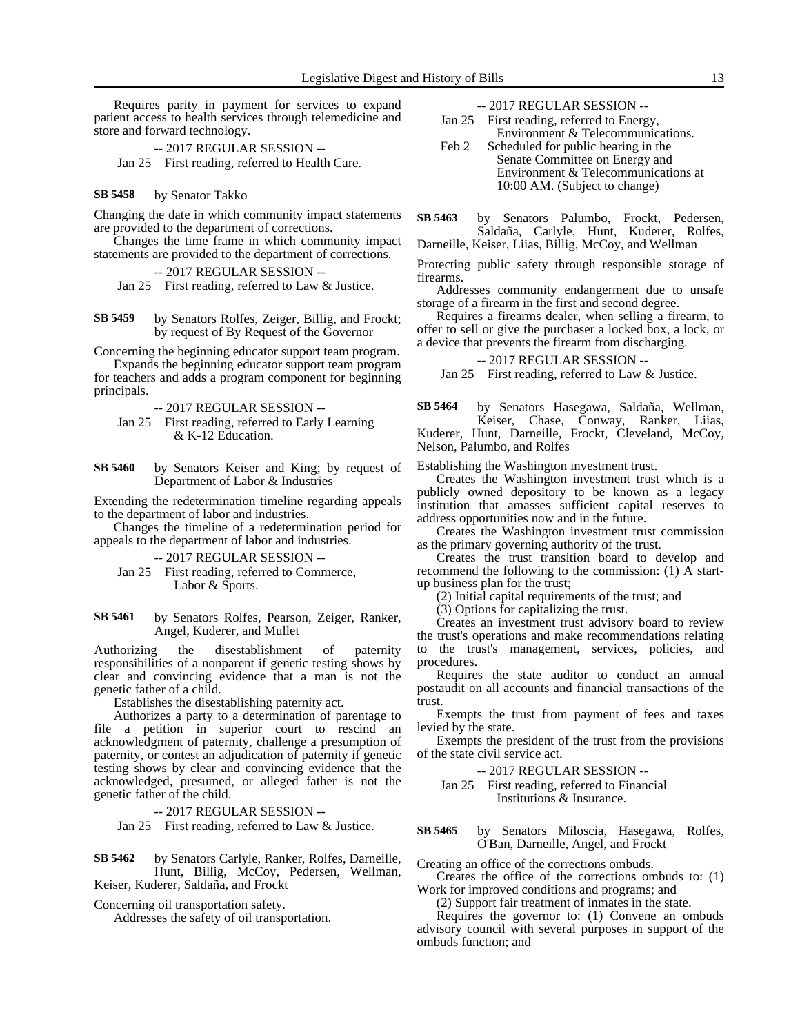Requires parity in payment for services to expand patient access to health services through telemedicine and store and forward technology.

-- 2017 REGULAR SESSION --

Jan 25 First reading, referred to Health Care.

**SB 5458** by Senator Takko

Changing the date in which community impact statements are provided to the department of corrections.

Changes the time frame in which community impact statements are provided to the department of corrections.

-- 2017 REGULAR SESSION --

Jan 25 First reading, referred to Law & Justice.

**SB 5459** by Senators Rolfes, Zeiger, Billig, and Frockt; by request of By Request of the Governor

Concerning the beginning educator support team program.

Expands the beginning educator support team program for teachers and adds a program component for beginning principals.

-- 2017 REGULAR SESSION --

Jan 25 First reading, referred to Early Learning & K-12 Education.

**SB 5460** by Senators Keiser and King; by request of Department of Labor & Industries

Extending the redetermination timeline regarding appeals to the department of labor and industries.

Changes the timeline of a redetermination period for appeals to the department of labor and industries.

-- 2017 REGULAR SESSION --

Jan 25 First reading, referred to Commerce, Labor & Sports.

**SB 5461** by Senators Rolfes, Pearson, Zeiger, Ranker, Angel, Kuderer, and Mullet

Authorizing the disestablishment of paternity responsibilities of a nonparent if genetic testing shows by clear and convincing evidence that a man is not the genetic father of a child.

Establishes the disestablishing paternity act.

Authorizes a party to a determination of parentage to file a petition in superior court to rescind an acknowledgment of paternity, challenge a presumption of paternity, or contest an adjudication of paternity if genetic testing shows by clear and convincing evidence that the acknowledged, presumed, or alleged father is not the genetic father of the child.

-- 2017 REGULAR SESSION --

Jan 25 First reading, referred to Law & Justice.

**SB 5462** by Senators Carlyle, Ranker, Rolfes, Darneille, Hunt, Billig, McCoy, Pedersen, Wellman, Keiser, Kuderer, Saldaña, and Frockt

Concerning oil transportation safety.

Addresses the safety of oil transportation.

-- 2017 REGULAR SESSION --

Jan 25 First reading, referred to Energy, Environment & Telecommunications.

Feb 2 Scheduled for public hearing in the Senate Committee on Energy and Environment & Telecommunications at 10:00 AM. (Subject to change)

**SB 5463** by Senators Palumbo, Frockt, Pedersen, Saldaña, Carlyle, Hunt, Kuderer, Rolfes, Darneille, Keiser, Liias, Billig, McCoy, and Wellman

Protecting public safety through responsible storage of firearms.

Addresses community endangerment due to unsafe storage of a firearm in the first and second degree.

Requires a firearms dealer, when selling a firearm, to offer to sell or give the purchaser a locked box, a lock, or a device that prevents the firearm from discharging.

-- 2017 REGULAR SESSION --

Jan 25 First reading, referred to Law & Justice.

**SB 5464** by Senators Hasegawa, Saldaña, Wellman, Keiser, Chase, Conway, Ranker, Liias, Kuderer, Hunt, Darneille, Frockt, Cleveland, McCoy, Nelson, Palumbo, and Rolfes

Establishing the Washington investment trust.

Creates the Washington investment trust which is a publicly owned depository to be known as a legacy institution that amasses sufficient capital reserves to address opportunities now and in the future.

Creates the Washington investment trust commission as the primary governing authority of the trust.

Creates the trust transition board to develop and recommend the following to the commission: (1) A start-up business plan for the trust;

(2) Initial capital requirements of the trust; and

(3) Options for capitalizing the trust.

Creates an investment trust advisory board to review the trust's operations and make recommendations relating to the trust's management, services, policies, and procedures.

Requires the state auditor to conduct an annual postaudit on all accounts and financial transactions of the trust.

Exempts the trust from payment of fees and taxes levied by the state.

Exempts the president of the trust from the provisions of the state civil service act.

-- 2017 REGULAR SESSION --

Jan 25 First reading, referred to Financial Institutions & Insurance.

**SB 5465** by Senators Miloscia, Hasegawa, Rolfes, O'Ban, Darneille, Angel, and Frockt

Creating an office of the corrections ombuds.

Creates the office of the corrections ombuds to: (1) Work for improved conditions and programs; and

(2) Support fair treatment of inmates in the state.

Requires the governor to: (1) Convene an ombuds advisory council with several purposes in support of the ombuds function; and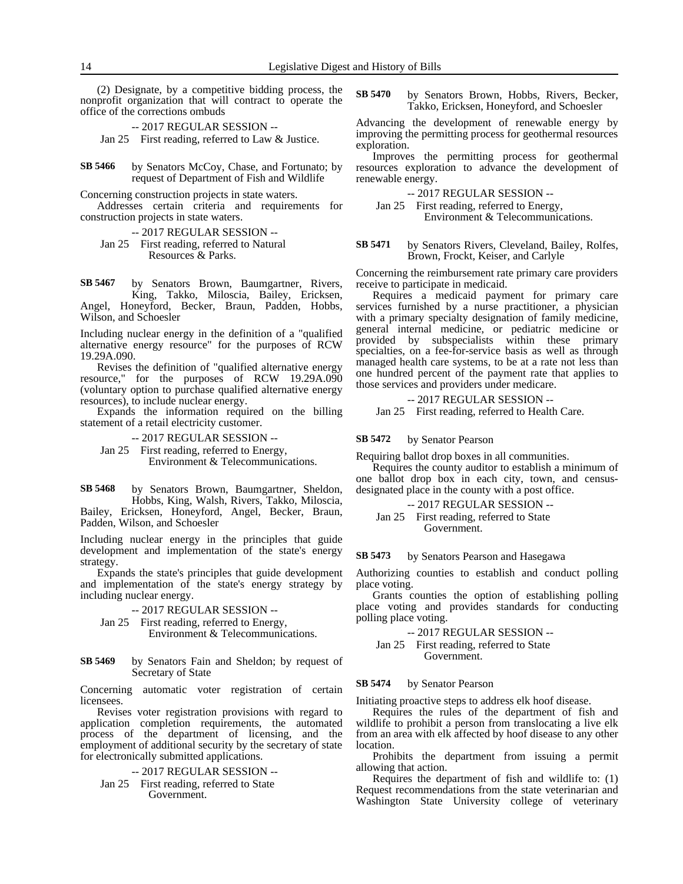(2) Designate, by a competitive bidding process, the nonprofit organization that will contract to operate the office of the corrections ombuds

-- 2017 REGULAR SESSION --

Jan 25 First reading, referred to Law & Justice.

**SB 5466** by Senators McCoy, Chase, and Fortunato; by request of Department of Fish and Wildlife

Concerning construction projects in state waters.

Addresses certain criteria and requirements for construction projects in state waters.

-- 2017 REGULAR SESSION --

Jan 25 First reading, referred to Natural Resources & Parks.

**SB 5467** by Senators Brown, Baumgartner, Rivers, King, Takko, Miloscia, Bailey, Ericksen, Angel, Honeyford, Becker, Braun, Padden, Hobbs, Wilson, and Schoesler

Including nuclear energy in the definition of a "qualified alternative energy resource" for the purposes of RCW 19.29A.090.

Revises the definition of "qualified alternative energy resource," for the purposes of RCW 19.29A.090 (voluntary option to purchase qualified alternative energy resources), to include nuclear energy.

Expands the information required on the billing statement of a retail electricity customer.

-- 2017 REGULAR SESSION --

Jan 25 First reading, referred to Energy, Environment & Telecommunications.

**SB 5468** by Senators Brown, Baumgartner, Sheldon, Hobbs, King, Walsh, Rivers, Takko, Miloscia, Bailey, Ericksen, Honeyford, Angel, Becker, Braun, Padden, Wilson, and Schoesler

Including nuclear energy in the principles that guide development and implementation of the state's energy strategy.

Expands the state's principles that guide development and implementation of the state's energy strategy by including nuclear energy.

-- 2017 REGULAR SESSION --

Jan 25 First reading, referred to Energy, Environment & Telecommunications.

**SB 5469** by Senators Fain and Sheldon; by request of Secretary of State

Concerning automatic voter registration of certain licensees.

Revises voter registration provisions with regard to application completion requirements, the automated process of the department of licensing, and the employment of additional security by the secretary of state for electronically submitted applications.

-- 2017 REGULAR SESSION --

Jan 25 First reading, referred to State Government.

**SB 5470** by Senators Brown, Hobbs, Rivers, Becker, Takko, Ericksen, Honeyford, and Schoesler

Advancing the development of renewable energy by improving the permitting process for geothermal resources exploration.

Improves the permitting process for geothermal resources exploration to advance the development of renewable energy.

-- 2017 REGULAR SESSION --

Jan 25 First reading, referred to Energy, Environment & Telecommunications.

**SB 5471** by Senators Rivers, Cleveland, Bailey, Rolfes, Brown, Frockt, Keiser, and Carlyle

Concerning the reimbursement rate primary care providers receive to participate in medicaid.

Requires a medicaid payment for primary care services furnished by a nurse practitioner, a physician with a primary specialty designation of family medicine, general internal medicine, or pediatric medicine or provided by subspecialists within these primary specialties, on a fee-for-service basis as well as through managed health care systems, to be at a rate not less than one hundred percent of the payment rate that applies to those services and providers under medicare.

-- 2017 REGULAR SESSION --

Jan 25 First reading, referred to Health Care.

**SB 5472** by Senator Pearson

Requiring ballot drop boxes in all communities.

Requires the county auditor to establish a minimum of one ballot drop box in each city, town, and census-designated place in the county with a post office.

-- 2017 REGULAR SESSION --

Jan 25 First reading, referred to State Government.

**SB 5473** by Senators Pearson and Hasegawa

Authorizing counties to establish and conduct polling place voting.

Grants counties the option of establishing polling place voting and provides standards for conducting polling place voting.

-- 2017 REGULAR SESSION --

Jan 25 First reading, referred to State Government.

**SB 5474** by Senator Pearson

Initiating proactive steps to address elk hoof disease.

Requires the rules of the department of fish and wildlife to prohibit a person from translocating a live elk from an area with elk affected by hoof disease to any other location.

Prohibits the department from issuing a permit allowing that action.

Requires the department of fish and wildlife to: (1) Request recommendations from the state veterinarian and Washington State University college of veterinary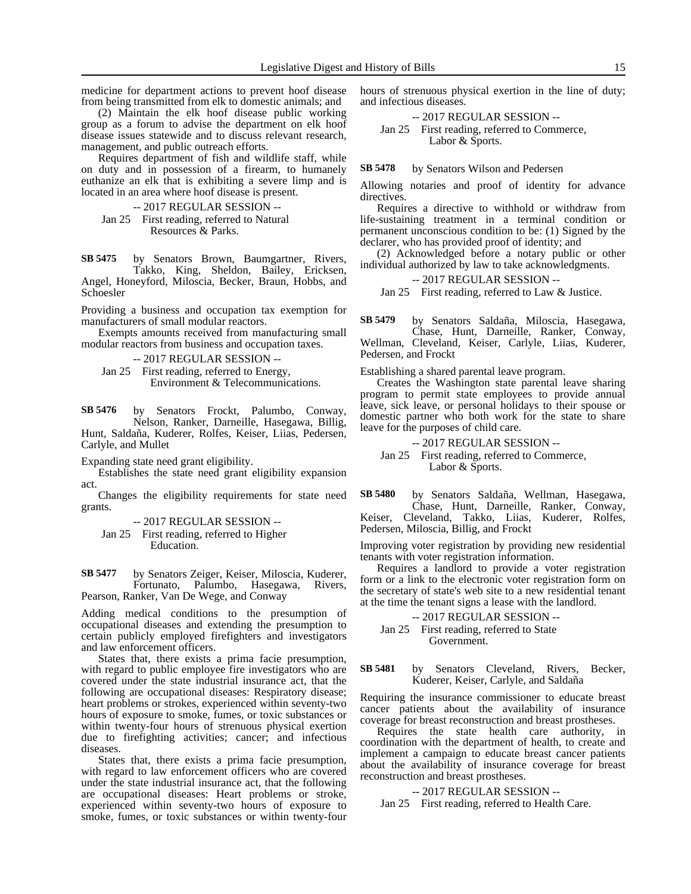medicine for department actions to prevent hoof disease from being transmitted from elk to domestic animals; and

(2) Maintain the elk hoof disease public working group as a forum to advise the department on elk hoof disease issues statewide and to discuss relevant research, management, and public outreach efforts.

Requires department of fish and wildlife staff, while on duty and in possession of a firearm, to humanely euthanize an elk that is exhibiting a severe limp and is located in an area where hoof disease is present.

-- 2017 REGULAR SESSION --

Jan 25 First reading, referred to Natural Resources & Parks.

**SB 5475** by Senators Brown, Baumgartner, Rivers, Takko, King, Sheldon, Bailey, Ericksen, Angel, Honeyford, Miloscia, Becker, Braun, Hobbs, and Schoesler

Providing a business and occupation tax exemption for manufacturers of small modular reactors.

Exempts amounts received from manufacturing small modular reactors from business and occupation taxes.

-- 2017 REGULAR SESSION --

Jan 25 First reading, referred to Energy, Environment & Telecommunications.

**SB 5476** by Senators Frockt, Palumbo, Conway, Nelson, Ranker, Darneille, Hasegawa, Billig, Hunt, Saldaña, Kuderer, Rolfes, Keiser, Liias, Pedersen, Carlyle, and Mullet

Expanding state need grant eligibility.

Establishes the state need grant eligibility expansion act.

Changes the eligibility requirements for state need grants.

-- 2017 REGULAR SESSION --

Jan 25 First reading, referred to Higher Education.

**SB 5477** by Senators Zeiger, Keiser, Miloscia, Kuderer, Fortunato, Palumbo, Hasegawa, Rivers, Pearson, Ranker, Van De Wege, and Conway

Adding medical conditions to the presumption of occupational diseases and extending the presumption to certain publicly employed firefighters and investigators and law enforcement officers.

States that, there exists a prima facie presumption, with regard to public employee fire investigators who are covered under the state industrial insurance act, that the following are occupational diseases: Respiratory disease; heart problems or strokes, experienced within seventy-two hours of exposure to smoke, fumes, or toxic substances or within twenty-four hours of strenuous physical exertion due to firefighting activities; cancer; and infectious diseases.

States that, there exists a prima facie presumption, with regard to law enforcement officers who are covered under the state industrial insurance act, that the following are occupational diseases: Heart problems or stroke, experienced within seventy-two hours of exposure to smoke, fumes, or toxic substances or within twenty-four hours of strenuous physical exertion in the line of duty; and infectious diseases.

-- 2017 REGULAR SESSION --

Jan 25 First reading, referred to Commerce, Labor & Sports.

**SB 5478** by Senators Wilson and Pedersen

Allowing notaries and proof of identity for advance directives.

Requires a directive to withhold or withdraw from life-sustaining treatment in a terminal condition or permanent unconscious condition to be: (1) Signed by the declarer, who has provided proof of identity; and

(2) Acknowledged before a notary public or other individual authorized by law to take acknowledgments.

-- 2017 REGULAR SESSION --

Jan 25 First reading, referred to Law & Justice.

**SB 5479** by Senators Saldaña, Miloscia, Hasegawa, Chase, Hunt, Darneille, Ranker, Conway, Wellman, Cleveland, Keiser, Carlyle, Liias, Kuderer, Pedersen, and Frockt

Establishing a shared parental leave program.

Creates the Washington state parental leave sharing program to permit state employees to provide annual leave, sick leave, or personal holidays to their spouse or domestic partner who both work for the state to share leave for the purposes of child care.

-- 2017 REGULAR SESSION --

Jan 25 First reading, referred to Commerce, Labor & Sports.

**SB 5480** by Senators Saldaña, Wellman, Hasegawa, Chase, Hunt, Darneille, Ranker, Conway, Keiser, Cleveland, Takko, Liias, Kuderer, Rolfes, Pedersen, Miloscia, Billig, and Frockt

Improving voter registration by providing new residential tenants with voter registration information.

Requires a landlord to provide a voter registration form or a link to the electronic voter registration form on the secretary of state's web site to a new residential tenant at the time the tenant signs a lease with the landlord.

-- 2017 REGULAR SESSION --

Jan 25 First reading, referred to State Government.

**SB 5481** by Senators Cleveland, Rivers, Becker, Kuderer, Keiser, Carlyle, and Saldaña

Requiring the insurance commissioner to educate breast cancer patients about the availability of insurance coverage for breast reconstruction and breast prostheses.

Requires the state health care authority, in coordination with the department of health, to create and implement a campaign to educate breast cancer patients about the availability of insurance coverage for breast reconstruction and breast prostheses.

-- 2017 REGULAR SESSION --

Jan 25 First reading, referred to Health Care.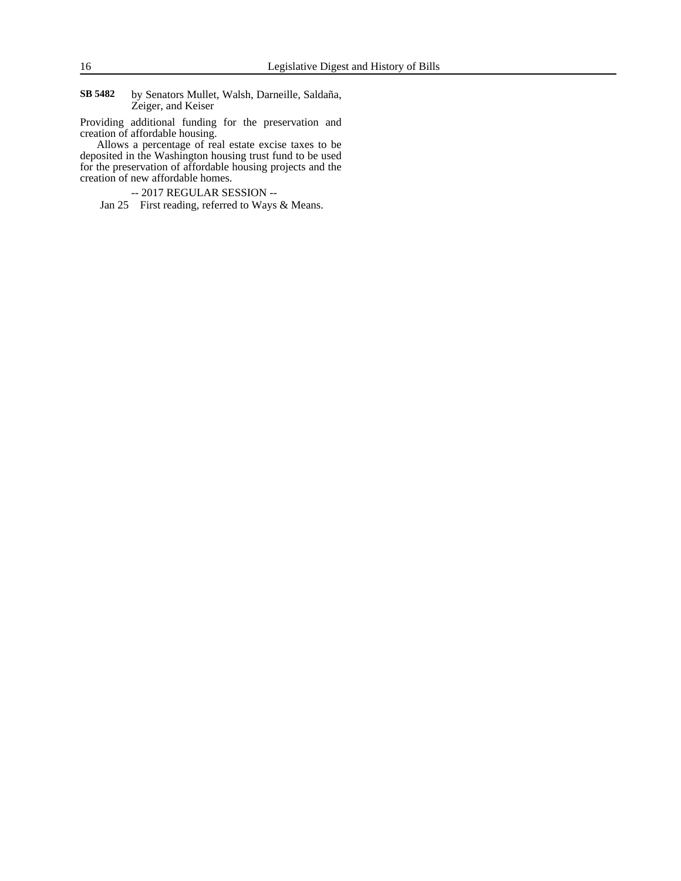**SB 5482** by Senators Mullet, Walsh, Darneille, Saldaña, Zeiger, and Keiser

Providing additional funding for the preservation and creation of affordable housing.

Allows a percentage of real estate excise taxes to be deposited in the Washington housing trust fund to be used for the preservation of affordable housing projects and the creation of new affordable homes.

-- 2017 REGULAR SESSION --

Jan 25 First reading, referred to Ways & Means.